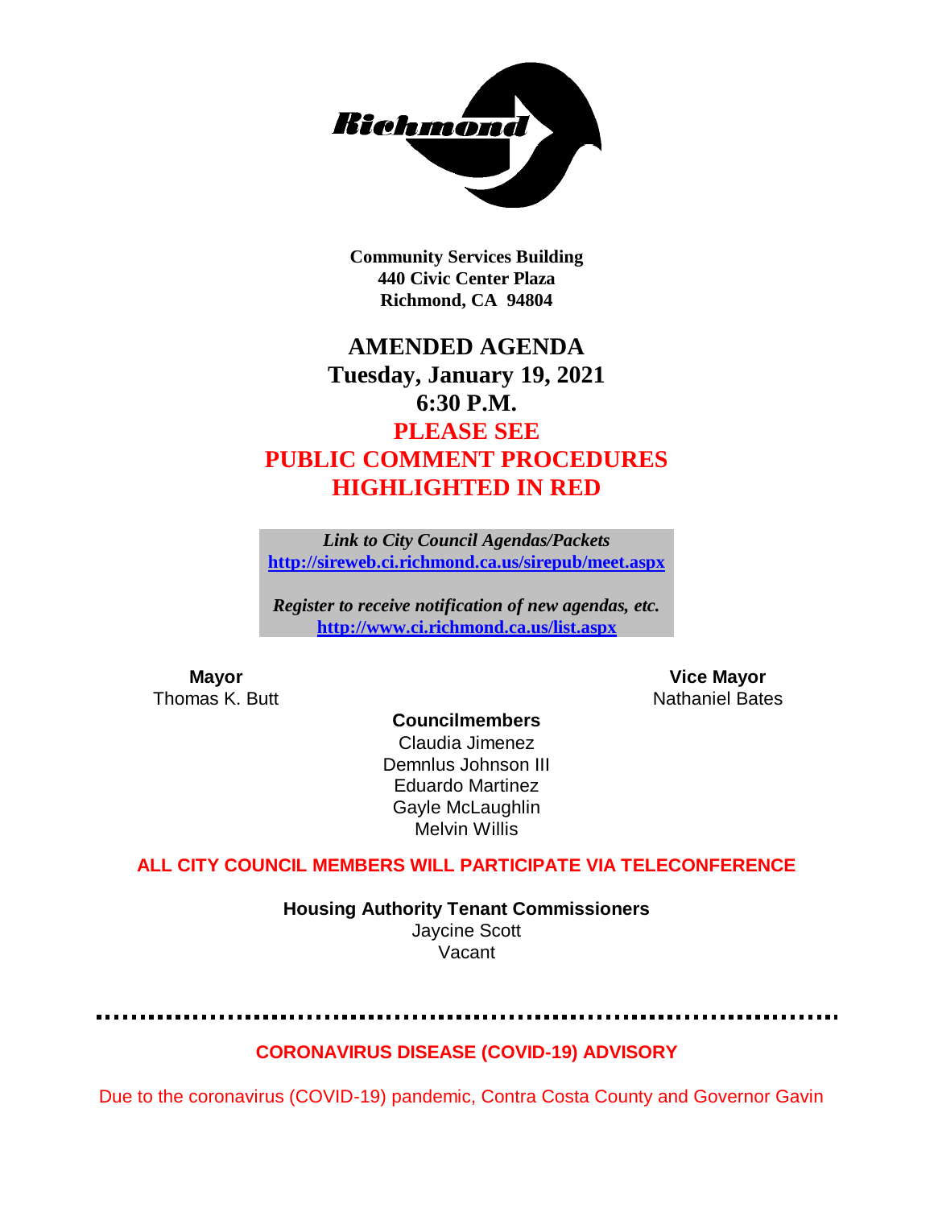Richmond

**Community Services Building**
**440 Civic Center Plaza**
**Richmond, CA 94804**

# AMENDED AGENDA
## Tuesday, January 19, 2021
## 6:30 P.M.
## PLEASE SEE PUBLIC COMMENT PROCEDURES HIGHLIGHTED IN RED

*Link to City Council Agendas/Packets*
**http://sireweb.ci.richmond.ca.us/sirepub/meet.aspx**

*Register to receive notification of new agendas, etc.*
**http://www.ci.richmond.ca.us/list.aspx**

**Mayor**
Thomas K. Butt

**Vice Mayor**
Nathaniel Bates

**Councilmembers**
Claudia Jimenez
Demnlus Johnson III
Eduardo Martinez
Gayle McLaughlin
Melvin Willis

**ALL CITY COUNCIL MEMBERS WILL PARTICIPATE VIA TELECONFERENCE**

**Housing Authority Tenant Commissioners**
Jaycine Scott
Vacant

---

**CORONAVIRUS DISEASE (COVID-19) ADVISORY**

Due to the coronavirus (COVID-19) pandemic, Contra Costa County and Governor Gavin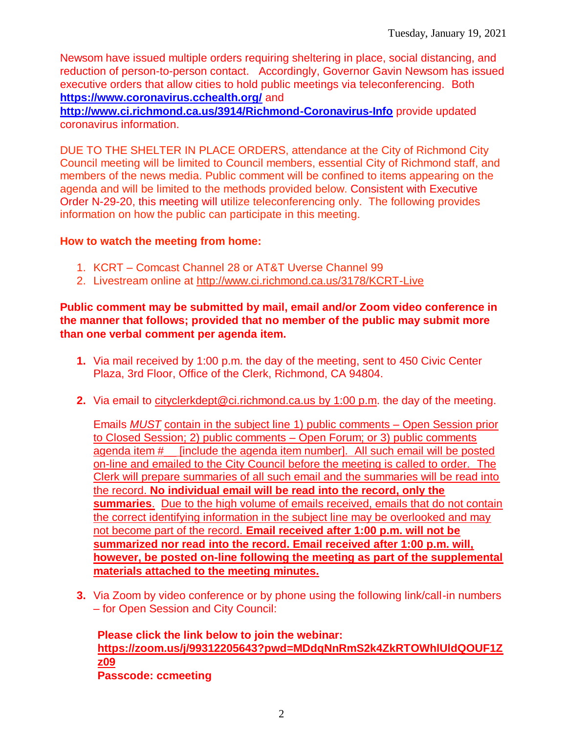Newsom have issued multiple orders requiring sheltering in place, social distancing, and reduction of person-to-person contact. Accordingly, Governor Gavin Newsom has issued executive orders that allow cities to hold public meetings via teleconferencing. Both **https://www.coronavirus.cchealth.org/** and **http://www.ci.richmond.ca.us/3914/Richmond-Coronavirus-Info** provide updated coronavirus information.

DUE TO THE SHELTER IN PLACE ORDERS, attendance at the City of Richmond City Council meeting will be limited to Council members, essential City of Richmond staff, and members of the news media. Public comment will be confined to items appearing on the agenda and will be limited to the methods provided below. Consistent with Executive Order N-29-20, this meeting will utilize teleconferencing only. The following provides information on how the public can participate in this meeting.

**How to watch the meeting from home:**

1. KCRT – Comcast Channel 28 or AT&T Uverse Channel 99
2. Livestream online at http://www.ci.richmond.ca.us/3178/KCRT-Live

**Public comment may be submitted by mail, email and/or Zoom video conference in the manner that follows; provided that no member of the public may submit more than one verbal comment per agenda item.**

1. Via mail received by 1:00 p.m. the day of the meeting, sent to 450 Civic Center Plaza, 3rd Floor, Office of the Clerk, Richmond, CA 94804.

2. Via email to cityclerkdept@ci.richmond.ca.us by 1:00 p.m. the day of the meeting.

   Emails *MUST* contain in the subject line 1) public comments – Open Session prior to Closed Session; 2) public comments – Open Forum; or 3) public comments agenda item #__ [include the agenda item number]. All such email will be posted on-line and emailed to the City Council before the meeting is called to order. The Clerk will prepare summaries of all such email and the summaries will be read into the record. **No individual email will be read into the record, only the summaries**. Due to the high volume of emails received, emails that do not contain the correct identifying information in the subject line may be overlooked and may not become part of the record. **Email received after 1:00 p.m. will not be summarized nor read into the record. Email received after 1:00 p.m. will, however, be posted on-line following the meeting as part of the supplemental materials attached to the meeting minutes.**

3. Via Zoom by video conference or by phone using the following link/call-in numbers – for Open Session and City Council:

   **Please click the link below to join the webinar:**
   **https://zoom.us/j/99312205643?pwd=MDdqNnRmS2k4ZkRTOWhlUldQOUF1Zz09**
   **Passcode: ccmeeting**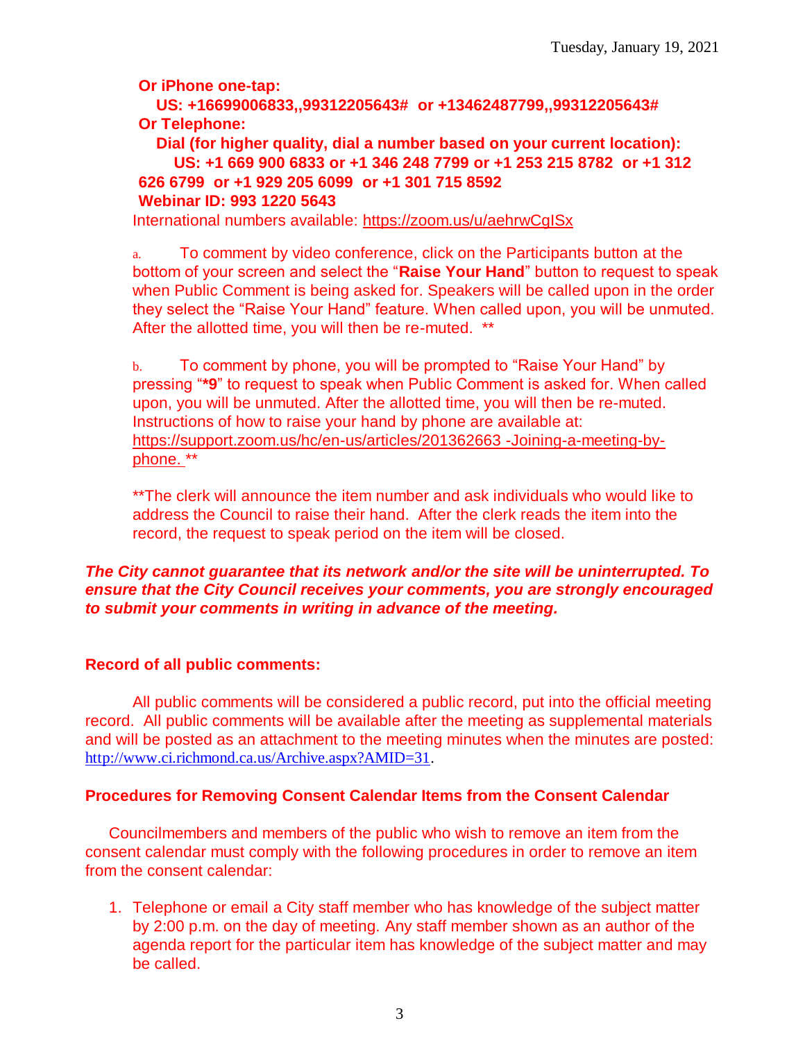**Or iPhone one-tap:**

**US: +16699006833,,99312205643# or +13462487799,,99312205643#**

**Or Telephone:**

**Dial (for higher quality, dial a number based on your current location):**

**US: +1 669 900 6833 or +1 346 248 7799 or +1 253 215 8782 or +1 312 626 6799 or +1 929 205 6099 or +1 301 715 8592**

**Webinar ID: 993 1220 5643**

International numbers available: https://zoom.us/u/aehrwCgISx

a. To comment by video conference, click on the Participants button at the bottom of your screen and select the "**Raise Your Hand**" button to request to speak when Public Comment is being asked for. Speakers will be called upon in the order they select the "Raise Your Hand" feature. When called upon, you will be unmuted. After the allotted time, you will then be re-muted. **

b. To comment by phone, you will be prompted to "Raise Your Hand" by pressing "**\*9**" to request to speak when Public Comment is asked for. When called upon, you will be unmuted. After the allotted time, you will then be re-muted. Instructions of how to raise your hand by phone are available at: https://support.zoom.us/hc/en-us/articles/201362663 -Joining-a-meeting-by-phone. **

**The clerk will announce the item number and ask individuals who would like to address the Council to raise their hand. After the clerk reads the item into the record, the request to speak period on the item will be closed.

***The City cannot guarantee that its network and/or the site will be uninterrupted. To ensure that the City Council receives your comments, you are strongly encouraged to submit your comments in writing in advance of the meeting.***

**Record of all public comments:**

All public comments will be considered a public record, put into the official meeting record. All public comments will be available after the meeting as supplemental materials and will be posted as an attachment to the meeting minutes when the minutes are posted: http://www.ci.richmond.ca.us/Archive.aspx?AMID=31.

**Procedures for Removing Consent Calendar Items from the Consent Calendar**

Councilmembers and members of the public who wish to remove an item from the consent calendar must comply with the following procedures in order to remove an item from the consent calendar:

1. Telephone or email a City staff member who has knowledge of the subject matter by 2:00 p.m. on the day of meeting. Any staff member shown as an author of the agenda report for the particular item has knowledge of the subject matter and may be called.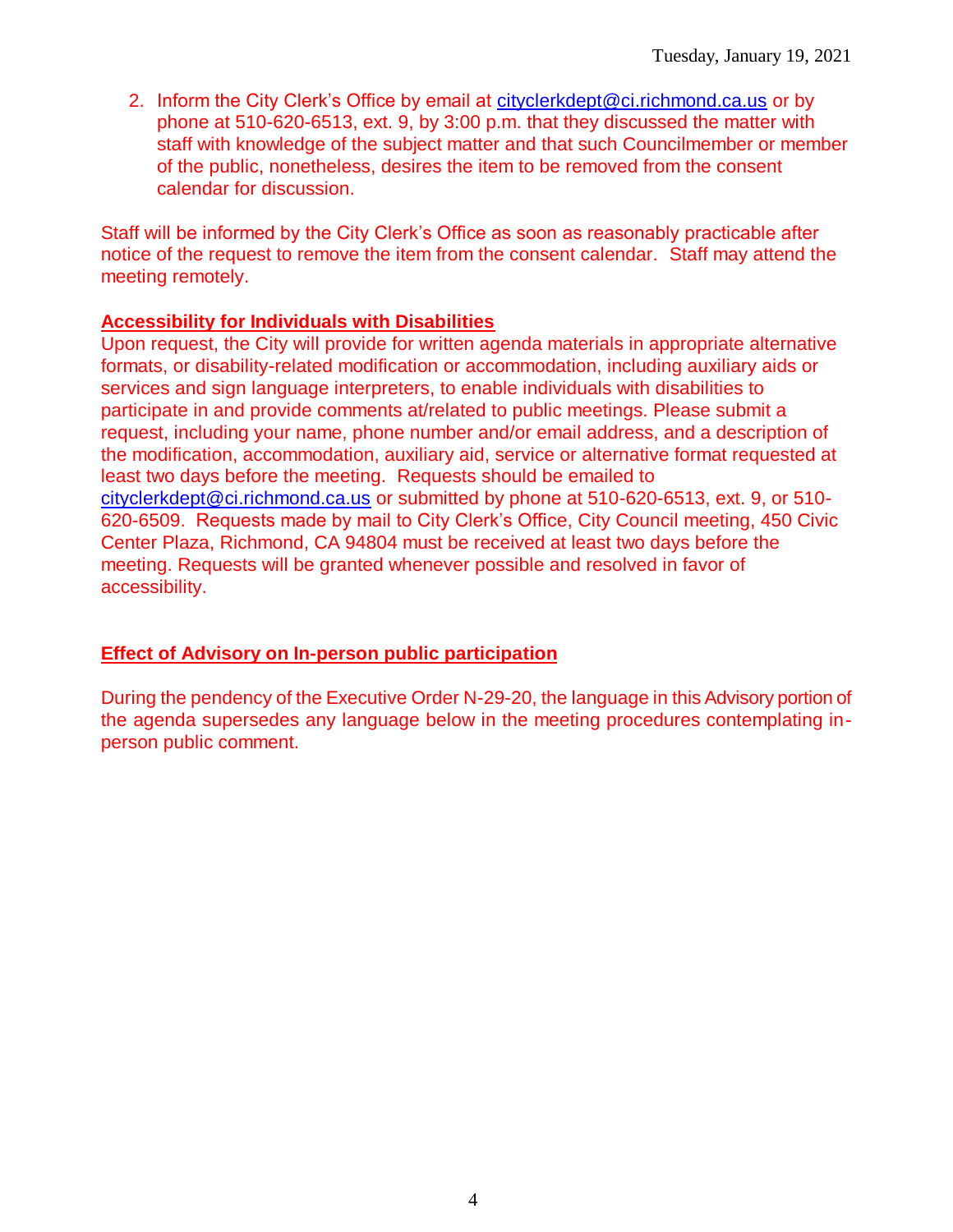2. Inform the City Clerk's Office by email at cityclerkdept@ci.richmond.ca.us or by phone at 510-620-6513, ext. 9, by 3:00 p.m. that they discussed the matter with staff with knowledge of the subject matter and that such Councilmember or member of the public, nonetheless, desires the item to be removed from the consent calendar for discussion.

Staff will be informed by the City Clerk's Office as soon as reasonably practicable after notice of the request to remove the item from the consent calendar. Staff may attend the meeting remotely.

**Accessibility for Individuals with Disabilities**

Upon request, the City will provide for written agenda materials in appropriate alternative formats, or disability-related modification or accommodation, including auxiliary aids or services and sign language interpreters, to enable individuals with disabilities to participate in and provide comments at/related to public meetings. Please submit a request, including your name, phone number and/or email address, and a description of the modification, accommodation, auxiliary aid, service or alternative format requested at least two days before the meeting. Requests should be emailed to cityclerkdept@ci.richmond.ca.us or submitted by phone at 510-620-6513, ext. 9, or 510-620-6509. Requests made by mail to City Clerk's Office, City Council meeting, 450 Civic Center Plaza, Richmond, CA 94804 must be received at least two days before the meeting. Requests will be granted whenever possible and resolved in favor of accessibility.

**Effect of Advisory on In-person public participation**

During the pendency of the Executive Order N-29-20, the language in this Advisory portion of the agenda supersedes any language below in the meeting procedures contemplating in-person public comment.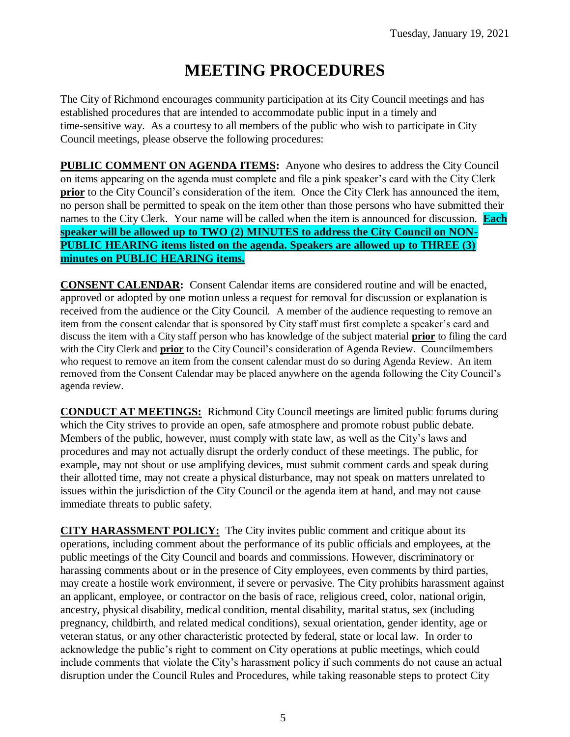# MEETING PROCEDURES

The City of Richmond encourages community participation at its City Council meetings and has established procedures that are intended to accommodate public input in a timely and time-sensitive way. As a courtesy to all members of the public who wish to participate in City Council meetings, please observe the following procedures:

**PUBLIC COMMENT ON AGENDA ITEMS:** Anyone who desires to address the City Council on items appearing on the agenda must complete and file a pink speaker's card with the City Clerk **prior** to the City Council's consideration of the item. Once the City Clerk has announced the item, no person shall be permitted to speak on the item other than those persons who have submitted their names to the City Clerk. Your name will be called when the item is announced for discussion. **Each speaker will be allowed up to TWO (2) MINUTES to address the City Council on NON-PUBLIC HEARING items listed on the agenda. Speakers are allowed up to THREE (3) minutes on PUBLIC HEARING items.**

**CONSENT CALENDAR:** Consent Calendar items are considered routine and will be enacted, approved or adopted by one motion unless a request for removal for discussion or explanation is received from the audience or the City Council. A member of the audience requesting to remove an item from the consent calendar that is sponsored by City staff must first complete a speaker's card and discuss the item with a City staff person who has knowledge of the subject material **prior** to filing the card with the City Clerk and **prior** to the City Council's consideration of Agenda Review. Councilmembers who request to remove an item from the consent calendar must do so during Agenda Review. An item removed from the Consent Calendar may be placed anywhere on the agenda following the City Council's agenda review.

**CONDUCT AT MEETINGS:** Richmond City Council meetings are limited public forums during which the City strives to provide an open, safe atmosphere and promote robust public debate. Members of the public, however, must comply with state law, as well as the City's laws and procedures and may not actually disrupt the orderly conduct of these meetings. The public, for example, may not shout or use amplifying devices, must submit comment cards and speak during their allotted time, may not create a physical disturbance, may not speak on matters unrelated to issues within the jurisdiction of the City Council or the agenda item at hand, and may not cause immediate threats to public safety.

**CITY HARASSMENT POLICY:** The City invites public comment and critique about its operations, including comment about the performance of its public officials and employees, at the public meetings of the City Council and boards and commissions. However, discriminatory or harassing comments about or in the presence of City employees, even comments by third parties, may create a hostile work environment, if severe or pervasive. The City prohibits harassment against an applicant, employee, or contractor on the basis of race, religious creed, color, national origin, ancestry, physical disability, medical condition, mental disability, marital status, sex (including pregnancy, childbirth, and related medical conditions), sexual orientation, gender identity, age or veteran status, or any other characteristic protected by federal, state or local law. In order to acknowledge the public's right to comment on City operations at public meetings, which could include comments that violate the City's harassment policy if such comments do not cause an actual disruption under the Council Rules and Procedures, while taking reasonable steps to protect City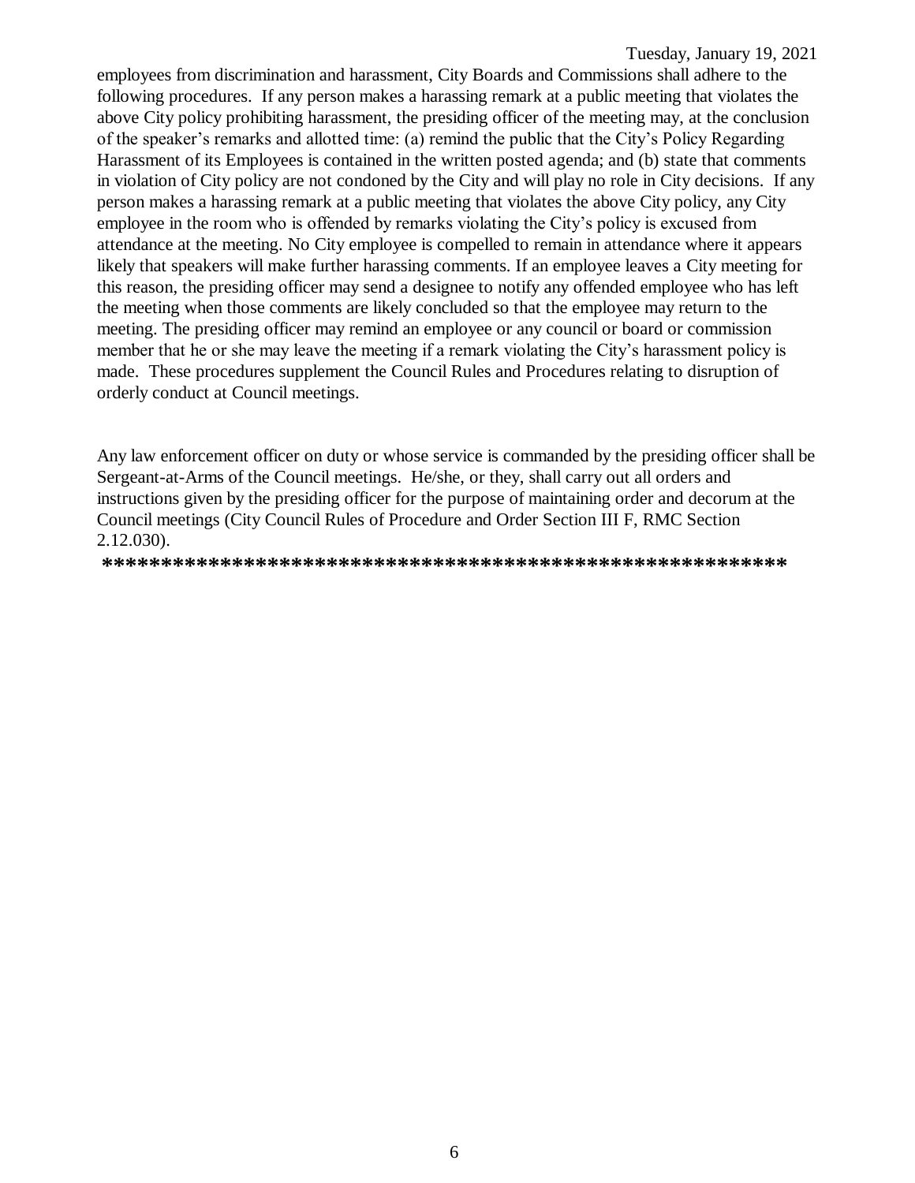employees from discrimination and harassment, City Boards and Commissions shall adhere to the following procedures. If any person makes a harassing remark at a public meeting that violates the above City policy prohibiting harassment, the presiding officer of the meeting may, at the conclusion of the speaker's remarks and allotted time: (a) remind the public that the City's Policy Regarding Harassment of its Employees is contained in the written posted agenda; and (b) state that comments in violation of City policy are not condoned by the City and will play no role in City decisions. If any person makes a harassing remark at a public meeting that violates the above City policy, any City employee in the room who is offended by remarks violating the City's policy is excused from attendance at the meeting. No City employee is compelled to remain in attendance where it appears likely that speakers will make further harassing comments. If an employee leaves a City meeting for this reason, the presiding officer may send a designee to notify any offended employee who has left the meeting when those comments are likely concluded so that the employee may return to the meeting. The presiding officer may remind an employee or any council or board or commission member that he or she may leave the meeting if a remark violating the City's harassment policy is made. These procedures supplement the Council Rules and Procedures relating to disruption of orderly conduct at Council meetings.

Any law enforcement officer on duty or whose service is commanded by the presiding officer shall be Sergeant-at-Arms of the Council meetings. He/she, or they, shall carry out all orders and instructions given by the presiding officer for the purpose of maintaining order and decorum at the Council meetings (City Council Rules of Procedure and Order Section III F, RMC Section 2.12.030).

**************************************************************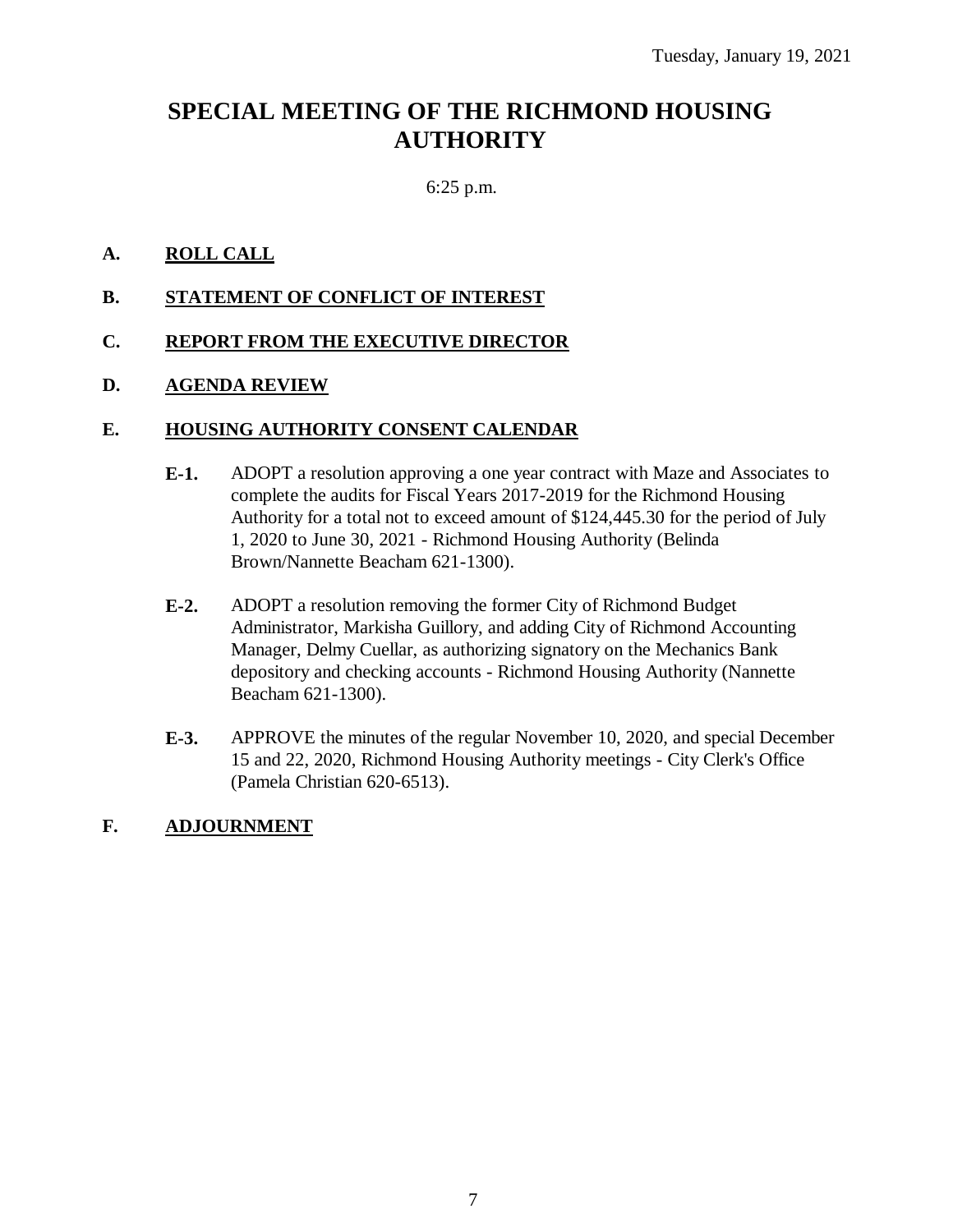Tuesday, January 19, 2021

# SPECIAL MEETING OF THE RICHMOND HOUSING AUTHORITY

6:25 p.m.

**A. ROLL CALL**

**B. STATEMENT OF CONFLICT OF INTEREST**

**C. REPORT FROM THE EXECUTIVE DIRECTOR**

**D. AGENDA REVIEW**

**E. HOUSING AUTHORITY CONSENT CALENDAR**

**E-1.** ADOPT a resolution approving a one year contract with Maze and Associates to complete the audits for Fiscal Years 2017-2019 for the Richmond Housing Authority for a total not to exceed amount of $124,445.30 for the period of July 1, 2020 to June 30, 2021 - Richmond Housing Authority (Belinda Brown/Nannette Beacham 621-1300).

**E-2.** ADOPT a resolution removing the former City of Richmond Budget Administrator, Markisha Guillory, and adding City of Richmond Accounting Manager, Delmy Cuellar, as authorizing signatory on the Mechanics Bank depository and checking accounts - Richmond Housing Authority (Nannette Beacham 621-1300).

**E-3.** APPROVE the minutes of the regular November 10, 2020, and special December 15 and 22, 2020, Richmond Housing Authority meetings - City Clerk's Office (Pamela Christian 620-6513).

**F. ADJOURNMENT**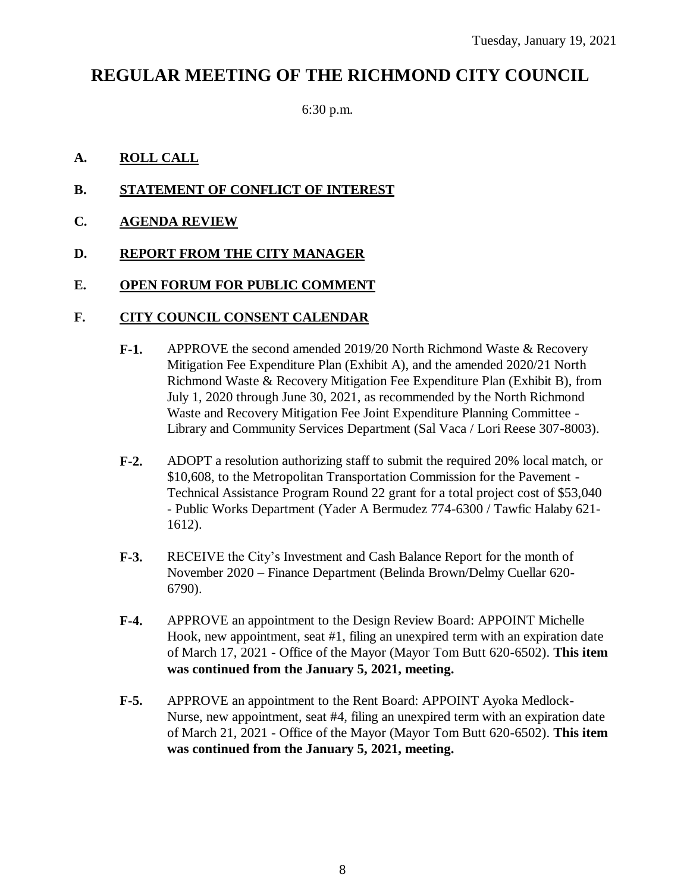Tuesday, January 19, 2021

# REGULAR MEETING OF THE RICHMOND CITY COUNCIL

6:30 p.m.

**A. ROLL CALL**

**B. STATEMENT OF CONFLICT OF INTEREST**

**C. AGENDA REVIEW**

**D. REPORT FROM THE CITY MANAGER**

**E. OPEN FORUM FOR PUBLIC COMMENT**

**F. CITY COUNCIL CONSENT CALENDAR**

**F-1.** APPROVE the second amended 2019/20 North Richmond Waste & Recovery Mitigation Fee Expenditure Plan (Exhibit A), and the amended 2020/21 North Richmond Waste & Recovery Mitigation Fee Expenditure Plan (Exhibit B), from July 1, 2020 through June 30, 2021, as recommended by the North Richmond Waste and Recovery Mitigation Fee Joint Expenditure Planning Committee - Library and Community Services Department (Sal Vaca / Lori Reese 307-8003).

**F-2.** ADOPT a resolution authorizing staff to submit the required 20% local match, or $10,608, to the Metropolitan Transportation Commission for the Pavement - Technical Assistance Program Round 22 grant for a total project cost of $53,040 - Public Works Department (Yader A Bermudez 774-6300 / Tawfic Halaby 621-1612).

**F-3.** RECEIVE the City's Investment and Cash Balance Report for the month of November 2020 – Finance Department (Belinda Brown/Delmy Cuellar 620-6790).

**F-4.** APPROVE an appointment to the Design Review Board: APPOINT Michelle Hook, new appointment, seat #1, filing an unexpired term with an expiration date of March 17, 2021 - Office of the Mayor (Mayor Tom Butt 620-6502). **This item was continued from the January 5, 2021, meeting.**

**F-5.** APPROVE an appointment to the Rent Board: APPOINT Ayoka Medlock-Nurse, new appointment, seat #4, filing an unexpired term with an expiration date of March 21, 2021 - Office of the Mayor (Mayor Tom Butt 620-6502). **This item was continued from the January 5, 2021, meeting.**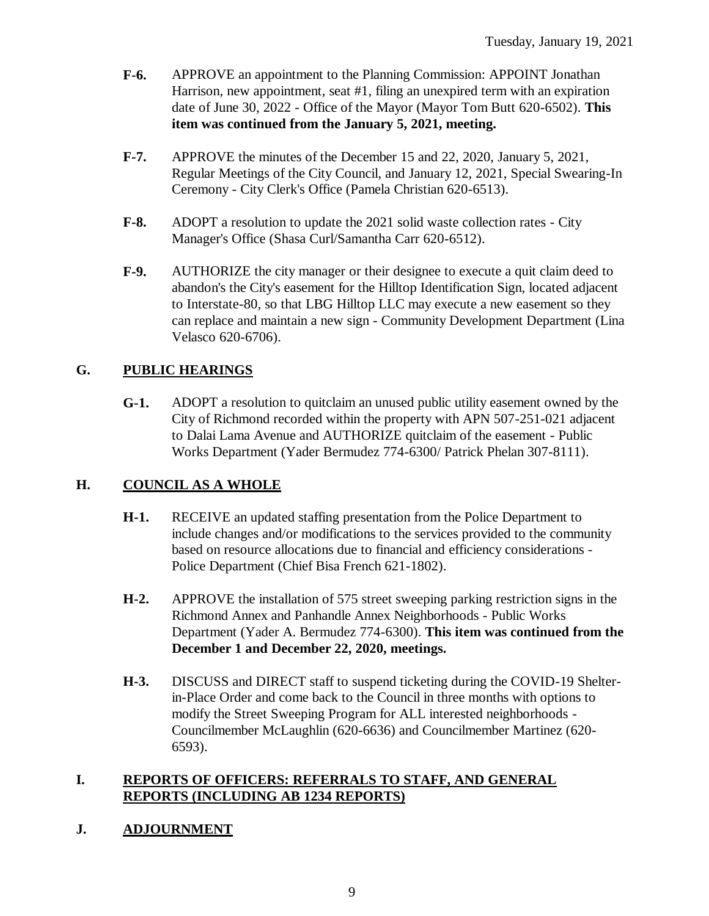**F-6.** APPROVE an appointment to the Planning Commission: APPOINT Jonathan Harrison, new appointment, seat #1, filing an unexpired term with an expiration date of June 30, 2022 - Office of the Mayor (Mayor Tom Butt 620-6502). **This item was continued from the January 5, 2021, meeting.**

**F-7.** APPROVE the minutes of the December 15 and 22, 2020, January 5, 2021, Regular Meetings of the City Council, and January 12, 2021, Special Swearing-In Ceremony - City Clerk's Office (Pamela Christian 620-6513).

**F-8.** ADOPT a resolution to update the 2021 solid waste collection rates - City Manager's Office (Shasa Curl/Samantha Carr 620-6512).

**F-9.** AUTHORIZE the city manager or their designee to execute a quit claim deed to abandon's the City's easement for the Hilltop Identification Sign, located adjacent to Interstate-80, so that LBG Hilltop LLC may execute a new easement so they can replace and maintain a new sign - Community Development Department (Lina Velasco 620-6706).

## G. PUBLIC HEARINGS

**G-1.** ADOPT a resolution to quitclaim an unused public utility easement owned by the City of Richmond recorded within the property with APN 507-251-021 adjacent to Dalai Lama Avenue and AUTHORIZE quitclaim of the easement - Public Works Department (Yader Bermudez 774-6300/ Patrick Phelan 307-8111).

## H. COUNCIL AS A WHOLE

**H-1.** RECEIVE an updated staffing presentation from the Police Department to include changes and/or modifications to the services provided to the community based on resource allocations due to financial and efficiency considerations - Police Department (Chief Bisa French 621-1802).

**H-2.** APPROVE the installation of 575 street sweeping parking restriction signs in the Richmond Annex and Panhandle Annex Neighborhoods - Public Works Department (Yader A. Bermudez 774-6300). **This item was continued from the December 1 and December 22, 2020, meetings.**

**H-3.** DISCUSS and DIRECT staff to suspend ticketing during the COVID-19 Shelter-in-Place Order and come back to the Council in three months with options to modify the Street Sweeping Program for ALL interested neighborhoods - Councilmember McLaughlin (620-6636) and Councilmember Martinez (620-6593).

## I. REPORTS OF OFFICERS: REFERRALS TO STAFF, AND GENERAL REPORTS (INCLUDING AB 1234 REPORTS)

## J. ADJOURNMENT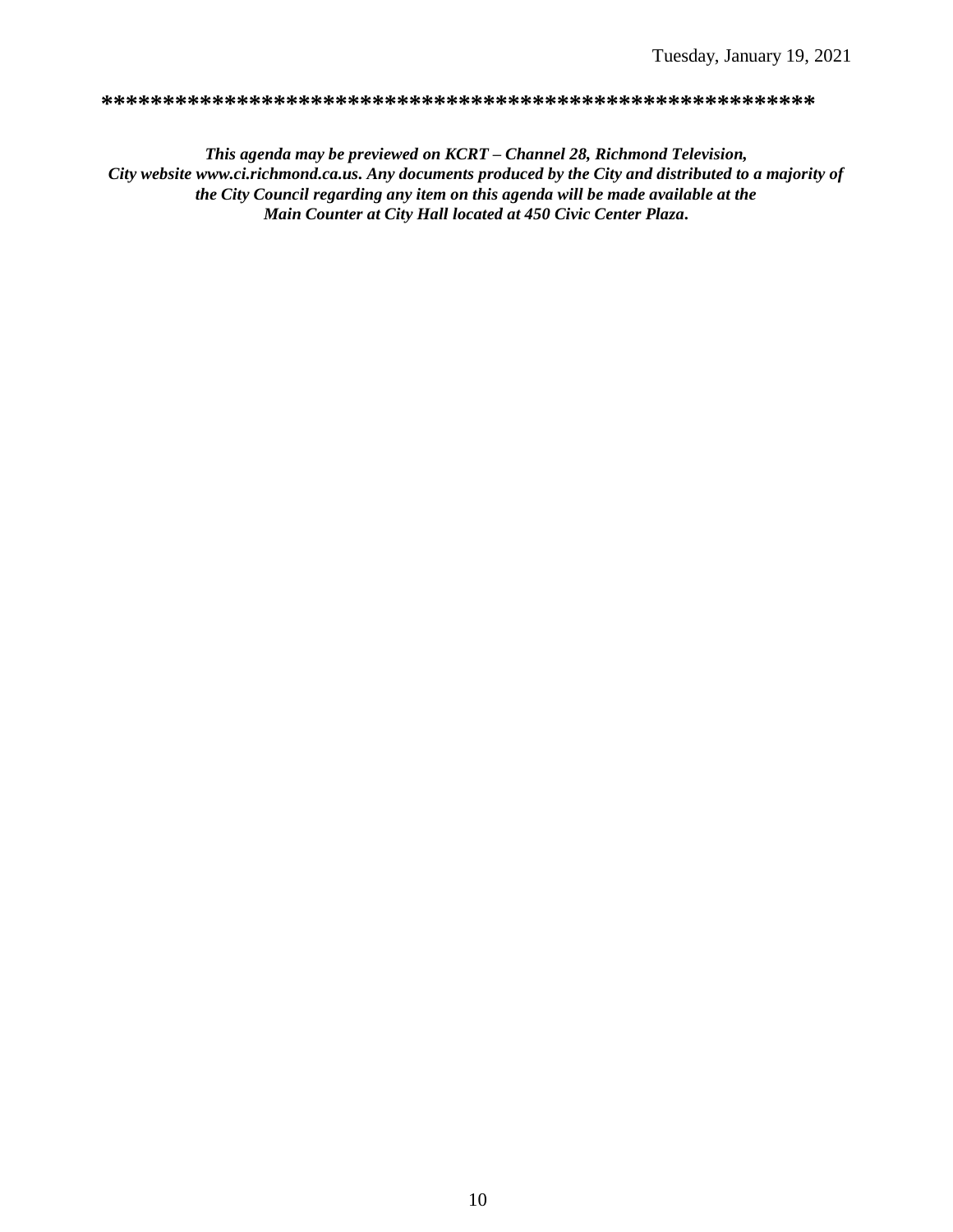*************************************************************

***This agenda may be previewed on KCRT – Channel 28, Richmond Television, City website www.ci.richmond.ca.us. Any documents produced by the City and distributed to a majority of the City Council regarding any item on this agenda will be made available at the Main Counter at City Hall located at 450 Civic Center Plaza.***